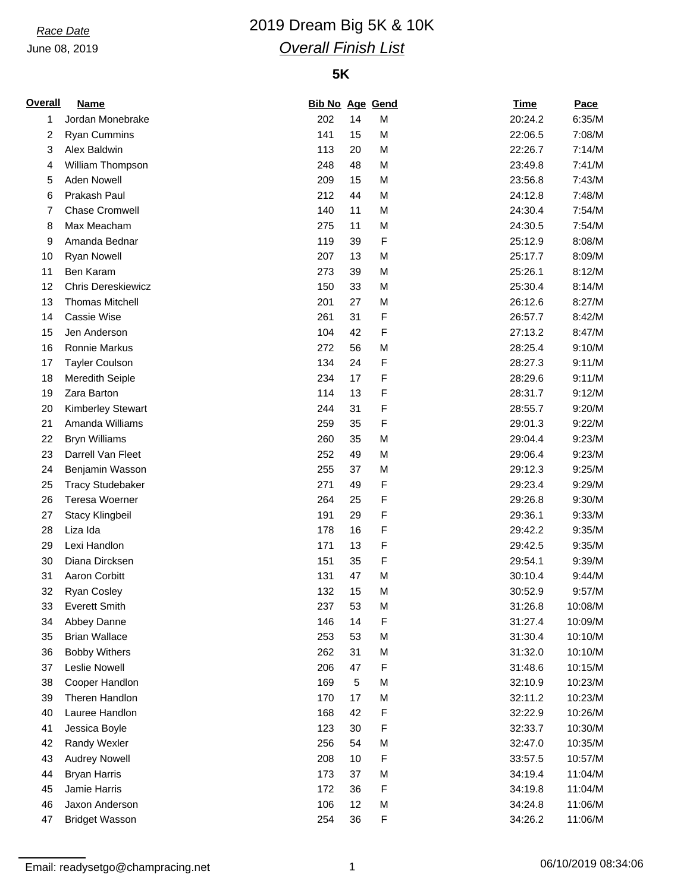*Race Date*
June 08, 2019

# 2019 Dream Big 5K & 10K

## *Overall Finish List*

### 5K

| Overall | Name | Bib No | Age | Gend | Time | Pace |
|---|---|---|---|---|---|---|
| 1 | Jordan Monebrake | 202 | 14 | M | 20:24.2 | 6:35/M |
| 2 | Ryan Cummins | 141 | 15 | M | 22:06.5 | 7:08/M |
| 3 | Alex Baldwin | 113 | 20 | M | 22:26.7 | 7:14/M |
| 4 | William Thompson | 248 | 48 | M | 23:49.8 | 7:41/M |
| 5 | Aden Nowell | 209 | 15 | M | 23:56.8 | 7:43/M |
| 6 | Prakash Paul | 212 | 44 | M | 24:12.8 | 7:48/M |
| 7 | Chase Cromwell | 140 | 11 | M | 24:30.4 | 7:54/M |
| 8 | Max Meacham | 275 | 11 | M | 24:30.5 | 7:54/M |
| 9 | Amanda Bednar | 119 | 39 | F | 25:12.9 | 8:08/M |
| 10 | Ryan Nowell | 207 | 13 | M | 25:17.7 | 8:09/M |
| 11 | Ben Karam | 273 | 39 | M | 25:26.1 | 8:12/M |
| 12 | Chris Dereskiewicz | 150 | 33 | M | 25:30.4 | 8:14/M |
| 13 | Thomas Mitchell | 201 | 27 | M | 26:12.6 | 8:27/M |
| 14 | Cassie Wise | 261 | 31 | F | 26:57.7 | 8:42/M |
| 15 | Jen Anderson | 104 | 42 | F | 27:13.2 | 8:47/M |
| 16 | Ronnie Markus | 272 | 56 | M | 28:25.4 | 9:10/M |
| 17 | Tayler Coulson | 134 | 24 | F | 28:27.3 | 9:11/M |
| 18 | Meredith Seiple | 234 | 17 | F | 28:29.6 | 9:11/M |
| 19 | Zara Barton | 114 | 13 | F | 28:31.7 | 9:12/M |
| 20 | Kimberley Stewart | 244 | 31 | F | 28:55.7 | 9:20/M |
| 21 | Amanda Williams | 259 | 35 | F | 29:01.3 | 9:22/M |
| 22 | Bryn Williams | 260 | 35 | M | 29:04.4 | 9:23/M |
| 23 | Darrell Van Fleet | 252 | 49 | M | 29:06.4 | 9:23/M |
| 24 | Benjamin Wasson | 255 | 37 | M | 29:12.3 | 9:25/M |
| 25 | Tracy Studebaker | 271 | 49 | F | 29:23.4 | 9:29/M |
| 26 | Teresa Woerner | 264 | 25 | F | 29:26.8 | 9:30/M |
| 27 | Stacy Klingbeil | 191 | 29 | F | 29:36.1 | 9:33/M |
| 28 | Liza Ida | 178 | 16 | F | 29:42.2 | 9:35/M |
| 29 | Lexi Handlon | 171 | 13 | F | 29:42.5 | 9:35/M |
| 30 | Diana Dircksen | 151 | 35 | F | 29:54.1 | 9:39/M |
| 31 | Aaron Corbitt | 131 | 47 | M | 30:10.4 | 9:44/M |
| 32 | Ryan Cosley | 132 | 15 | M | 30:52.9 | 9:57/M |
| 33 | Everett Smith | 237 | 53 | M | 31:26.8 | 10:08/M |
| 34 | Abbey Danne | 146 | 14 | F | 31:27.4 | 10:09/M |
| 35 | Brian Wallace | 253 | 53 | M | 31:30.4 | 10:10/M |
| 36 | Bobby Withers | 262 | 31 | M | 31:32.0 | 10:10/M |
| 37 | Leslie Nowell | 206 | 47 | F | 31:48.6 | 10:15/M |
| 38 | Cooper Handlon | 169 | 5 | M | 32:10.9 | 10:23/M |
| 39 | Theren Handlon | 170 | 17 | M | 32:11.2 | 10:23/M |
| 40 | Lauree Handlon | 168 | 42 | F | 32:22.9 | 10:26/M |
| 41 | Jessica Boyle | 123 | 30 | F | 32:33.7 | 10:30/M |
| 42 | Randy Wexler | 256 | 54 | M | 32:47.0 | 10:35/M |
| 43 | Audrey Nowell | 208 | 10 | F | 33:57.5 | 10:57/M |
| 44 | Bryan Harris | 173 | 37 | M | 34:19.4 | 11:04/M |
| 45 | Jamie Harris | 172 | 36 | F | 34:19.8 | 11:04/M |
| 46 | Jaxon Anderson | 106 | 12 | M | 34:24.8 | 11:06/M |
| 47 | Bridget Wasson | 254 | 36 | F | 34:26.2 | 11:06/M |

Email: readysetgo@champracing.net

06/10/2019 08:34:06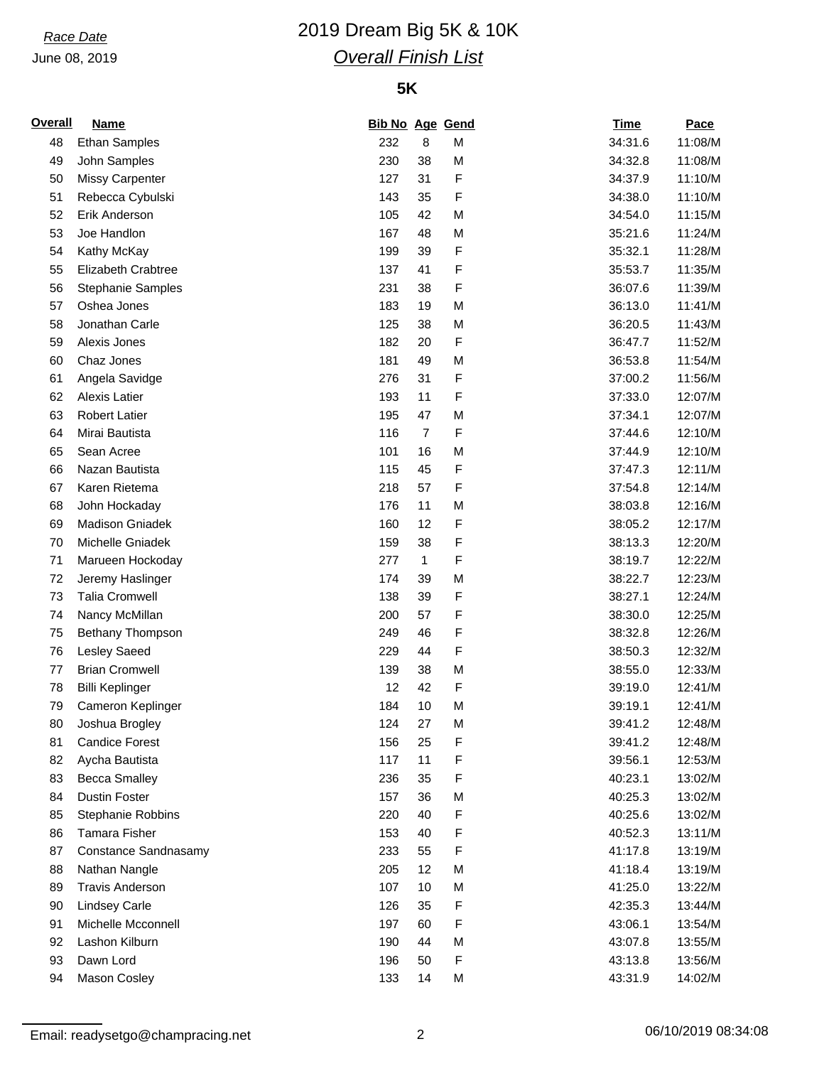*Race Date*

June 08, 2019

# 2019 Dream Big 5K & 10K

## *Overall Finish List*

### 5K

| Overall | Name | Bib No | Age | Gend | Time | Pace |
|---|---|---|---|---|---|---|
| 48 | Ethan Samples | 232 | 8 | M | 34:31.6 | 11:08/M |
| 49 | John Samples | 230 | 38 | M | 34:32.8 | 11:08/M |
| 50 | Missy Carpenter | 127 | 31 | F | 34:37.9 | 11:10/M |
| 51 | Rebecca Cybulski | 143 | 35 | F | 34:38.0 | 11:10/M |
| 52 | Erik Anderson | 105 | 42 | M | 34:54.0 | 11:15/M |
| 53 | Joe Handlon | 167 | 48 | M | 35:21.6 | 11:24/M |
| 54 | Kathy McKay | 199 | 39 | F | 35:32.1 | 11:28/M |
| 55 | Elizabeth Crabtree | 137 | 41 | F | 35:53.7 | 11:35/M |
| 56 | Stephanie Samples | 231 | 38 | F | 36:07.6 | 11:39/M |
| 57 | Oshea Jones | 183 | 19 | M | 36:13.0 | 11:41/M |
| 58 | Jonathan Carle | 125 | 38 | M | 36:20.5 | 11:43/M |
| 59 | Alexis Jones | 182 | 20 | F | 36:47.7 | 11:52/M |
| 60 | Chaz Jones | 181 | 49 | M | 36:53.8 | 11:54/M |
| 61 | Angela Savidge | 276 | 31 | F | 37:00.2 | 11:56/M |
| 62 | Alexis Latier | 193 | 11 | F | 37:33.0 | 12:07/M |
| 63 | Robert Latier | 195 | 47 | M | 37:34.1 | 12:07/M |
| 64 | Mirai Bautista | 116 | 7 | F | 37:44.6 | 12:10/M |
| 65 | Sean Acree | 101 | 16 | M | 37:44.9 | 12:10/M |
| 66 | Nazan Bautista | 115 | 45 | F | 37:47.3 | 12:11/M |
| 67 | Karen Rietema | 218 | 57 | F | 37:54.8 | 12:14/M |
| 68 | John Hockaday | 176 | 11 | M | 38:03.8 | 12:16/M |
| 69 | Madison Gniadek | 160 | 12 | F | 38:05.2 | 12:17/M |
| 70 | Michelle Gniadek | 159 | 38 | F | 38:13.3 | 12:20/M |
| 71 | Marueen Hockoday | 277 | 1 | F | 38:19.7 | 12:22/M |
| 72 | Jeremy Haslinger | 174 | 39 | M | 38:22.7 | 12:23/M |
| 73 | Talia Cromwell | 138 | 39 | F | 38:27.1 | 12:24/M |
| 74 | Nancy McMillan | 200 | 57 | F | 38:30.0 | 12:25/M |
| 75 | Bethany Thompson | 249 | 46 | F | 38:32.8 | 12:26/M |
| 76 | Lesley Saeed | 229 | 44 | F | 38:50.3 | 12:32/M |
| 77 | Brian Cromwell | 139 | 38 | M | 38:55.0 | 12:33/M |
| 78 | Billi Keplinger | 12 | 42 | F | 39:19.0 | 12:41/M |
| 79 | Cameron Keplinger | 184 | 10 | M | 39:19.1 | 12:41/M |
| 80 | Joshua Brogley | 124 | 27 | M | 39:41.2 | 12:48/M |
| 81 | Candice Forest | 156 | 25 | F | 39:41.2 | 12:48/M |
| 82 | Aycha Bautista | 117 | 11 | F | 39:56.1 | 12:53/M |
| 83 | Becca Smalley | 236 | 35 | F | 40:23.1 | 13:02/M |
| 84 | Dustin Foster | 157 | 36 | M | 40:25.3 | 13:02/M |
| 85 | Stephanie Robbins | 220 | 40 | F | 40:25.6 | 13:02/M |
| 86 | Tamara Fisher | 153 | 40 | F | 40:52.3 | 13:11/M |
| 87 | Constance Sandnasamy | 233 | 55 | F | 41:17.8 | 13:19/M |
| 88 | Nathan Nangle | 205 | 12 | M | 41:18.4 | 13:19/M |
| 89 | Travis Anderson | 107 | 10 | M | 41:25.0 | 13:22/M |
| 90 | Lindsey Carle | 126 | 35 | F | 42:35.3 | 13:44/M |
| 91 | Michelle Mcconnell | 197 | 60 | F | 43:06.1 | 13:54/M |
| 92 | Lashon Kilburn | 190 | 44 | M | 43:07.8 | 13:55/M |
| 93 | Dawn Lord | 196 | 50 | F | 43:13.8 | 13:56/M |
| 94 | Mason Cosley | 133 | 14 | M | 43:31.9 | 14:02/M |

Email: readysetgo@champracing.net 06/10/2019 08:34:08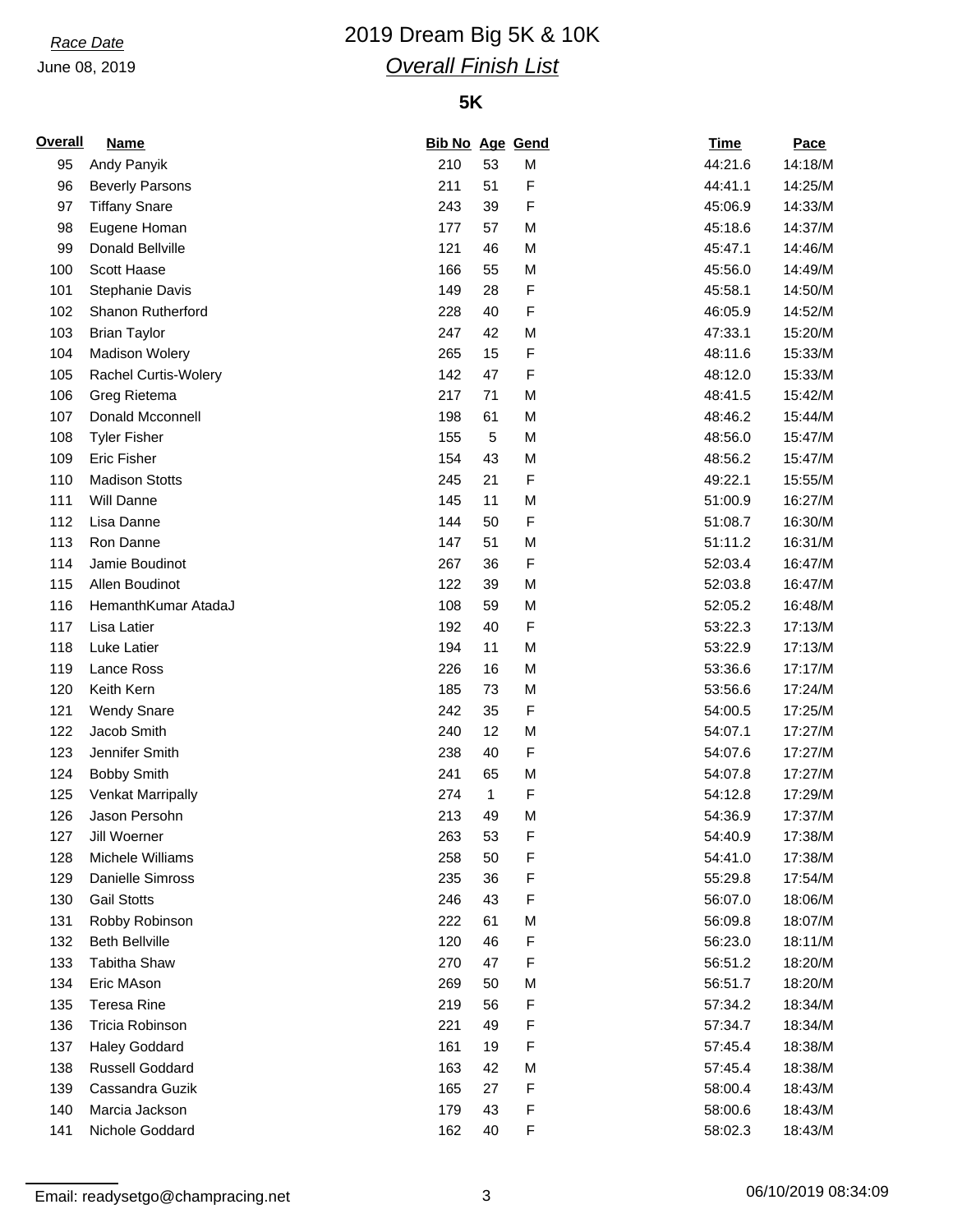*Race Date*

June 08, 2019

# 2019 Dream Big 5K & 10K

## *Overall Finish List*

### 5K

| Overall | Name | Bib No | Age | Gend | Time | Pace |
|---|---|---|---|---|---|---|
| 95 | Andy Panyik | 210 | 53 | M | 44:21.6 | 14:18/M |
| 96 | Beverly Parsons | 211 | 51 | F | 44:41.1 | 14:25/M |
| 97 | Tiffany Snare | 243 | 39 | F | 45:06.9 | 14:33/M |
| 98 | Eugene Homan | 177 | 57 | M | 45:18.6 | 14:37/M |
| 99 | Donald Bellville | 121 | 46 | M | 45:47.1 | 14:46/M |
| 100 | Scott Haase | 166 | 55 | M | 45:56.0 | 14:49/M |
| 101 | Stephanie Davis | 149 | 28 | F | 45:58.1 | 14:50/M |
| 102 | Shanon Rutherford | 228 | 40 | F | 46:05.9 | 14:52/M |
| 103 | Brian Taylor | 247 | 42 | M | 47:33.1 | 15:20/M |
| 104 | Madison Wolery | 265 | 15 | F | 48:11.6 | 15:33/M |
| 105 | Rachel Curtis-Wolery | 142 | 47 | F | 48:12.0 | 15:33/M |
| 106 | Greg Rietema | 217 | 71 | M | 48:41.5 | 15:42/M |
| 107 | Donald Mcconnell | 198 | 61 | M | 48:46.2 | 15:44/M |
| 108 | Tyler Fisher | 155 | 5 | M | 48:56.0 | 15:47/M |
| 109 | Eric Fisher | 154 | 43 | M | 48:56.2 | 15:47/M |
| 110 | Madison Stotts | 245 | 21 | F | 49:22.1 | 15:55/M |
| 111 | Will Danne | 145 | 11 | M | 51:00.9 | 16:27/M |
| 112 | Lisa Danne | 144 | 50 | F | 51:08.7 | 16:30/M |
| 113 | Ron Danne | 147 | 51 | M | 51:11.2 | 16:31/M |
| 114 | Jamie Boudinot | 267 | 36 | F | 52:03.4 | 16:47/M |
| 115 | Allen Boudinot | 122 | 39 | M | 52:03.8 | 16:47/M |
| 116 | HemanthKumar AtadaJ | 108 | 59 | M | 52:05.2 | 16:48/M |
| 117 | Lisa Latier | 192 | 40 | F | 53:22.3 | 17:13/M |
| 118 | Luke Latier | 194 | 11 | M | 53:22.9 | 17:13/M |
| 119 | Lance Ross | 226 | 16 | M | 53:36.6 | 17:17/M |
| 120 | Keith Kern | 185 | 73 | M | 53:56.6 | 17:24/M |
| 121 | Wendy Snare | 242 | 35 | F | 54:00.5 | 17:25/M |
| 122 | Jacob Smith | 240 | 12 | M | 54:07.1 | 17:27/M |
| 123 | Jennifer Smith | 238 | 40 | F | 54:07.6 | 17:27/M |
| 124 | Bobby Smith | 241 | 65 | M | 54:07.8 | 17:27/M |
| 125 | Venkat Marripally | 274 | 1 | F | 54:12.8 | 17:29/M |
| 126 | Jason Persohn | 213 | 49 | M | 54:36.9 | 17:37/M |
| 127 | Jill Woerner | 263 | 53 | F | 54:40.9 | 17:38/M |
| 128 | Michele Williams | 258 | 50 | F | 54:41.0 | 17:38/M |
| 129 | Danielle Simross | 235 | 36 | F | 55:29.8 | 17:54/M |
| 130 | Gail Stotts | 246 | 43 | F | 56:07.0 | 18:06/M |
| 131 | Robby Robinson | 222 | 61 | M | 56:09.8 | 18:07/M |
| 132 | Beth Bellville | 120 | 46 | F | 56:23.0 | 18:11/M |
| 133 | Tabitha Shaw | 270 | 47 | F | 56:51.2 | 18:20/M |
| 134 | Eric MAson | 269 | 50 | M | 56:51.7 | 18:20/M |
| 135 | Teresa Rine | 219 | 56 | F | 57:34.2 | 18:34/M |
| 136 | Tricia Robinson | 221 | 49 | F | 57:34.7 | 18:34/M |
| 137 | Haley Goddard | 161 | 19 | F | 57:45.4 | 18:38/M |
| 138 | Russell Goddard | 163 | 42 | M | 57:45.4 | 18:38/M |
| 139 | Cassandra Guzik | 165 | 27 | F | 58:00.4 | 18:43/M |
| 140 | Marcia Jackson | 179 | 43 | F | 58:00.6 | 18:43/M |
| 141 | Nichole Goddard | 162 | 40 | F | 58:02.3 | 18:43/M |

Email: readysetgo@champracing.net

06/10/2019 08:34:09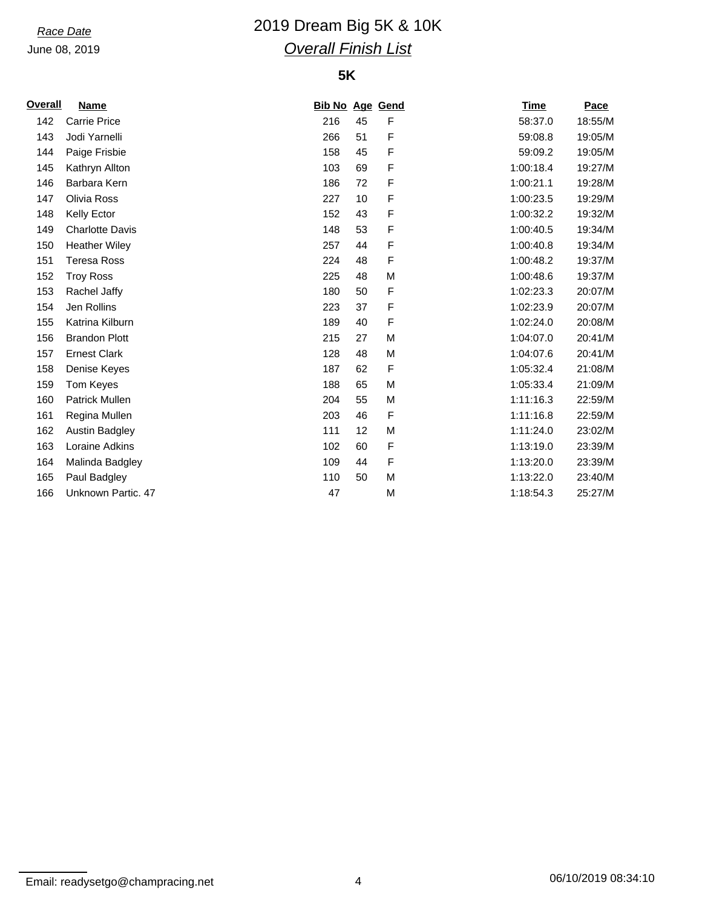Race Date

June 08, 2019

# 2019 Dream Big 5K & 10K

## Overall Finish List

### 5K

| Overall | Name | Bib No | Age | Gend | Time | Pace |
|---|---|---|---|---|---|---|
| 142 | Carrie Price | 216 | 45 | F | 58:37.0 | 18:55/M |
| 143 | Jodi Yarnelli | 266 | 51 | F | 59:08.8 | 19:05/M |
| 144 | Paige Frisbie | 158 | 45 | F | 59:09.2 | 19:05/M |
| 145 | Kathryn Allton | 103 | 69 | F | 1:00:18.4 | 19:27/M |
| 146 | Barbara Kern | 186 | 72 | F | 1:00:21.1 | 19:28/M |
| 147 | Olivia Ross | 227 | 10 | F | 1:00:23.5 | 19:29/M |
| 148 | Kelly Ector | 152 | 43 | F | 1:00:32.2 | 19:32/M |
| 149 | Charlotte Davis | 148 | 53 | F | 1:00:40.5 | 19:34/M |
| 150 | Heather Wiley | 257 | 44 | F | 1:00:40.8 | 19:34/M |
| 151 | Teresa Ross | 224 | 48 | F | 1:00:48.2 | 19:37/M |
| 152 | Troy Ross | 225 | 48 | M | 1:00:48.6 | 19:37/M |
| 153 | Rachel Jaffy | 180 | 50 | F | 1:02:23.3 | 20:07/M |
| 154 | Jen Rollins | 223 | 37 | F | 1:02:23.9 | 20:07/M |
| 155 | Katrina Kilburn | 189 | 40 | F | 1:02:24.0 | 20:08/M |
| 156 | Brandon Plott | 215 | 27 | M | 1:04:07.0 | 20:41/M |
| 157 | Ernest Clark | 128 | 48 | M | 1:04:07.6 | 20:41/M |
| 158 | Denise Keyes | 187 | 62 | F | 1:05:32.4 | 21:08/M |
| 159 | Tom Keyes | 188 | 65 | M | 1:05:33.4 | 21:09/M |
| 160 | Patrick Mullen | 204 | 55 | M | 1:11:16.3 | 22:59/M |
| 161 | Regina Mullen | 203 | 46 | F | 1:11:16.8 | 22:59/M |
| 162 | Austin Badgley | 111 | 12 | M | 1:11:24.0 | 23:02/M |
| 163 | Loraine Adkins | 102 | 60 | F | 1:13:19.0 | 23:39/M |
| 164 | Malinda Badgley | 109 | 44 | F | 1:13:20.0 | 23:39/M |
| 165 | Paul Badgley | 110 | 50 | M | 1:13:22.0 | 23:40/M |
| 166 | Unknown Partic. 47 | 47 | | M | 1:18:54.3 | 25:27/M |

Email: readysetgo@champracing.net

06/10/2019 08:34:10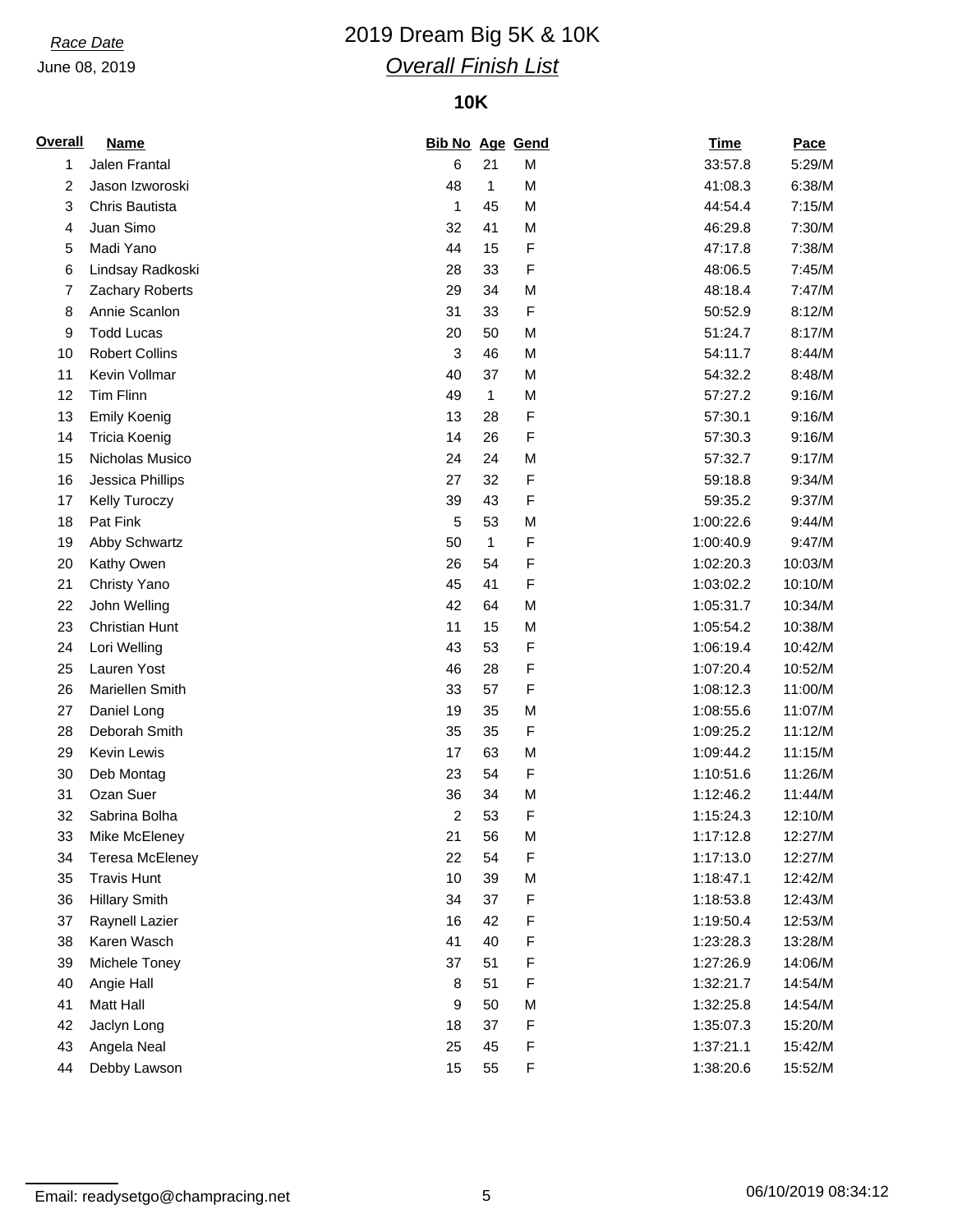*Race Date*

June 08, 2019

# 2019 Dream Big 5K & 10K

## *Overall Finish List*

### 10K

| Overall | Name | Bib No | Age | Gend | Time | Pace |
|---|---|---|---|---|---|---|
| 1 | Jalen Frantal | 6 | 21 | M | 33:57.8 | 5:29/M |
| 2 | Jason Izworoski | 48 | 1 | M | 41:08.3 | 6:38/M |
| 3 | Chris Bautista | 1 | 45 | M | 44:54.4 | 7:15/M |
| 4 | Juan Simo | 32 | 41 | M | 46:29.8 | 7:30/M |
| 5 | Madi Yano | 44 | 15 | F | 47:17.8 | 7:38/M |
| 6 | Lindsay Radkoski | 28 | 33 | F | 48:06.5 | 7:45/M |
| 7 | Zachary Roberts | 29 | 34 | M | 48:18.4 | 7:47/M |
| 8 | Annie Scanlon | 31 | 33 | F | 50:52.9 | 8:12/M |
| 9 | Todd Lucas | 20 | 50 | M | 51:24.7 | 8:17/M |
| 10 | Robert Collins | 3 | 46 | M | 54:11.7 | 8:44/M |
| 11 | Kevin Vollmar | 40 | 37 | M | 54:32.2 | 8:48/M |
| 12 | Tim Flinn | 49 | 1 | M | 57:27.2 | 9:16/M |
| 13 | Emily Koenig | 13 | 28 | F | 57:30.1 | 9:16/M |
| 14 | Tricia Koenig | 14 | 26 | F | 57:30.3 | 9:16/M |
| 15 | Nicholas Musico | 24 | 24 | M | 57:32.7 | 9:17/M |
| 16 | Jessica Phillips | 27 | 32 | F | 59:18.8 | 9:34/M |
| 17 | Kelly Turoczy | 39 | 43 | F | 59:35.2 | 9:37/M |
| 18 | Pat Fink | 5 | 53 | M | 1:00:22.6 | 9:44/M |
| 19 | Abby Schwartz | 50 | 1 | F | 1:00:40.9 | 9:47/M |
| 20 | Kathy Owen | 26 | 54 | F | 1:02:20.3 | 10:03/M |
| 21 | Christy Yano | 45 | 41 | F | 1:03:02.2 | 10:10/M |
| 22 | John Welling | 42 | 64 | M | 1:05:31.7 | 10:34/M |
| 23 | Christian Hunt | 11 | 15 | M | 1:05:54.2 | 10:38/M |
| 24 | Lori Welling | 43 | 53 | F | 1:06:19.4 | 10:42/M |
| 25 | Lauren Yost | 46 | 28 | F | 1:07:20.4 | 10:52/M |
| 26 | Mariellen Smith | 33 | 57 | F | 1:08:12.3 | 11:00/M |
| 27 | Daniel Long | 19 | 35 | M | 1:08:55.6 | 11:07/M |
| 28 | Deborah Smith | 35 | 35 | F | 1:09:25.2 | 11:12/M |
| 29 | Kevin Lewis | 17 | 63 | M | 1:09:44.2 | 11:15/M |
| 30 | Deb Montag | 23 | 54 | F | 1:10:51.6 | 11:26/M |
| 31 | Ozan Suer | 36 | 34 | M | 1:12:46.2 | 11:44/M |
| 32 | Sabrina Bolha | 2 | 53 | F | 1:15:24.3 | 12:10/M |
| 33 | Mike McEleney | 21 | 56 | M | 1:17:12.8 | 12:27/M |
| 34 | Teresa McEleney | 22 | 54 | F | 1:17:13.0 | 12:27/M |
| 35 | Travis Hunt | 10 | 39 | M | 1:18:47.1 | 12:42/M |
| 36 | Hillary Smith | 34 | 37 | F | 1:18:53.8 | 12:43/M |
| 37 | Raynell Lazier | 16 | 42 | F | 1:19:50.4 | 12:53/M |
| 38 | Karen Wasch | 41 | 40 | F | 1:23:28.3 | 13:28/M |
| 39 | Michele Toney | 37 | 51 | F | 1:27:26.9 | 14:06/M |
| 40 | Angie Hall | 8 | 51 | F | 1:32:21.7 | 14:54/M |
| 41 | Matt Hall | 9 | 50 | M | 1:32:25.8 | 14:54/M |
| 42 | Jaclyn Long | 18 | 37 | F | 1:35:07.3 | 15:20/M |
| 43 | Angela Neal | 25 | 45 | F | 1:37:21.1 | 15:42/M |
| 44 | Debby Lawson | 15 | 55 | F | 1:38:20.6 | 15:52/M |

Email: readysetgo@champracing.net

06/10/2019 08:34:12